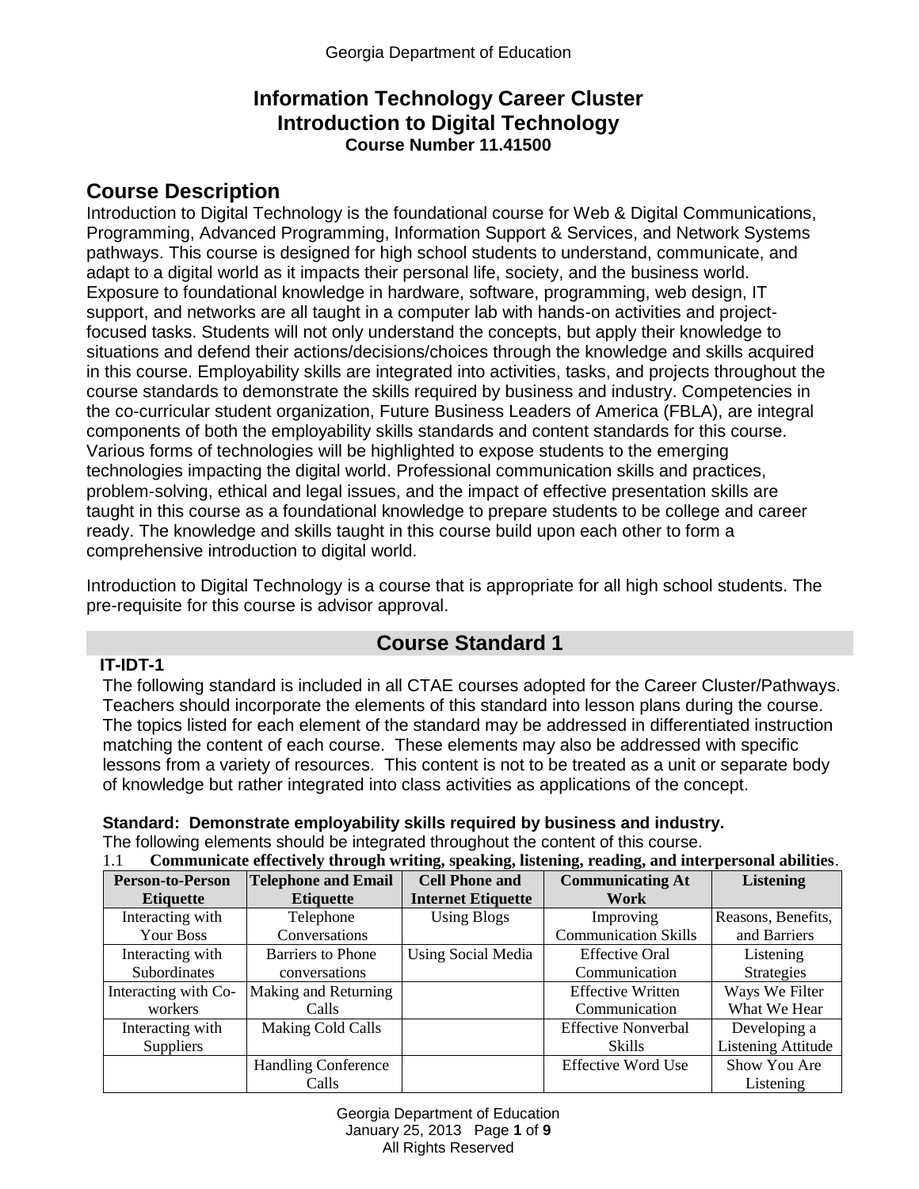# Information Technology Career Cluster
# Introduction to Digital Technology
### Course Number 11.41500

## Course Description

Introduction to Digital Technology is the foundational course for Web & Digital Communications, Programming, Advanced Programming, Information Support & Services, and Network Systems pathways. This course is designed for high school students to understand, communicate, and adapt to a digital world as it impacts their personal life, society, and the business world. Exposure to foundational knowledge in hardware, software, programming, web design, IT support, and networks are all taught in a computer lab with hands-on activities and project-focused tasks. Students will not only understand the concepts, but apply their knowledge to situations and defend their actions/decisions/choices through the knowledge and skills acquired in this course. Employability skills are integrated into activities, tasks, and projects throughout the course standards to demonstrate the skills required by business and industry. Competencies in the co-curricular student organization, Future Business Leaders of America (FBLA), are integral components of both the employability skills standards and content standards for this course. Various forms of technologies will be highlighted to expose students to the emerging technologies impacting the digital world. Professional communication skills and practices, problem-solving, ethical and legal issues, and the impact of effective presentation skills are taught in this course as a foundational knowledge to prepare students to be college and career ready. The knowledge and skills taught in this course build upon each other to form a comprehensive introduction to digital world.

Introduction to Digital Technology is a course that is appropriate for all high school students. The pre-requisite for this course is advisor approval.

## Course Standard 1

**IT-IDT-1**

The following standard is included in all CTAE courses adopted for the Career Cluster/Pathways. Teachers should incorporate the elements of this standard into lesson plans during the course. The topics listed for each element of the standard may be addressed in differentiated instruction matching the content of each course. These elements may also be addressed with specific lessons from a variety of resources. This content is not to be treated as a unit or separate body of knowledge but rather integrated into class activities as applications of the concept.

**Standard: Demonstrate employability skills required by business and industry.**

The following elements should be integrated throughout the content of this course.

1.1 **Communicate effectively through writing, speaking, listening, reading, and interpersonal abilities**.

| Person-to-Person Etiquette | Telephone and Email Etiquette | Cell Phone and Internet Etiquette | Communicating At Work | Listening |
|---|---|---|---|---|
| Interacting with Your Boss | Telephone Conversations | Using Blogs | Improving Communication Skills | Reasons, Benefits, and Barriers |
| Interacting with Subordinates | Barriers to Phone conversations | Using Social Media | Effective Oral Communication | Listening Strategies |
| Interacting with Co-workers | Making and Returning Calls | | Effective Written Communication | Ways We Filter What We Hear |
| Interacting with Suppliers | Making Cold Calls | | Effective Nonverbal Skills | Developing a Listening Attitude |
| | Handling Conference Calls | | Effective Word Use | Show You Are Listening |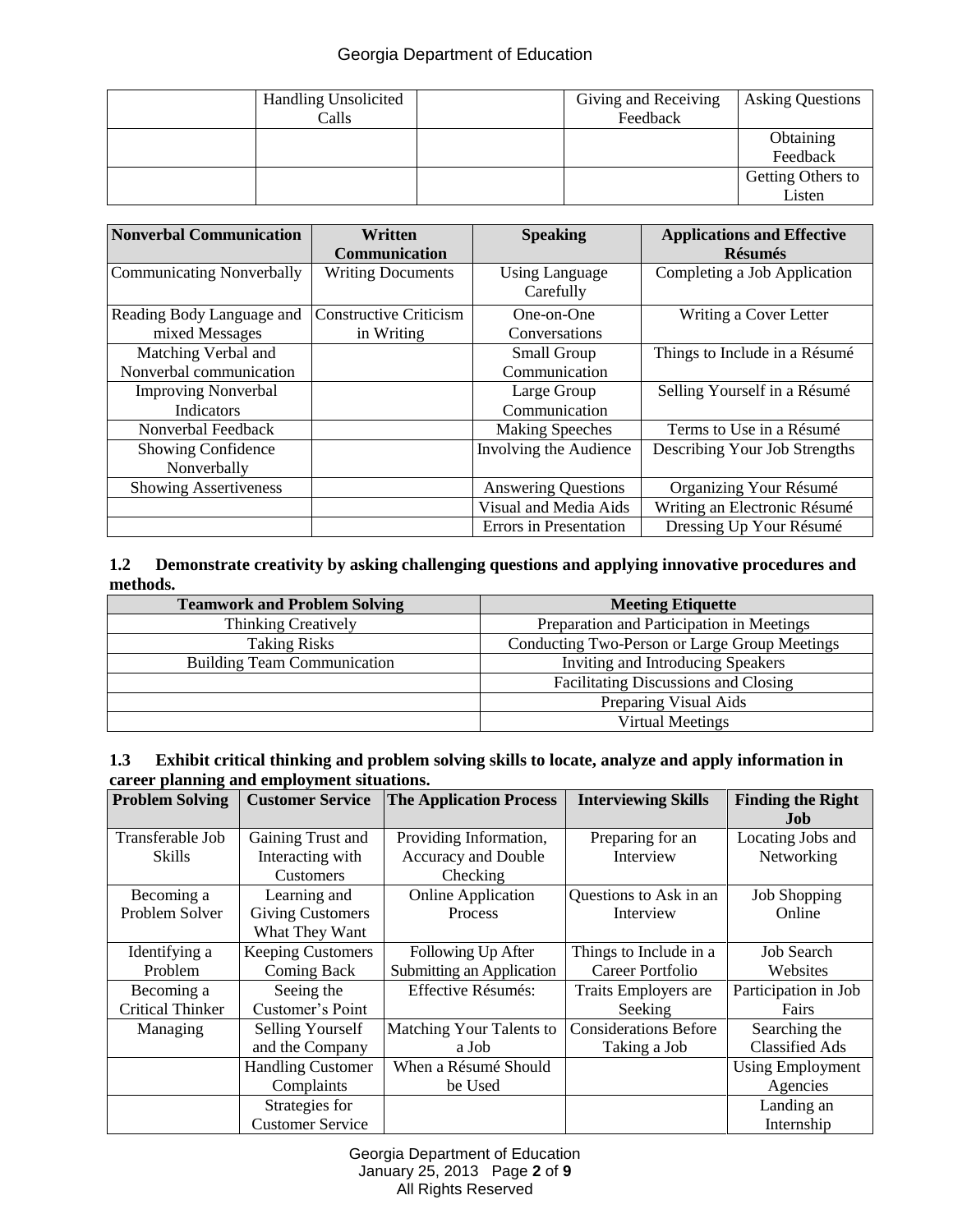|  | Handling Unsolicited Calls |  | Giving and Receiving Feedback | Asking Questions |
|---|---|---|---|---|
|  |  |  |  | Obtaining Feedback |
|  |  |  |  | Getting Others to Listen |

| Nonverbal Communication | Written Communication | Speaking | Applications and Effective Résumés |
|---|---|---|---|
| Communicating Nonverbally | Writing Documents | Using Language Carefully | Completing a Job Application |
| Reading Body Language and mixed Messages | Constructive Criticism in Writing | One-on-One Conversations | Writing a Cover Letter |
| Matching Verbal and Nonverbal communication |  | Small Group Communication | Things to Include in a Résumé |
| Improving Nonverbal Indicators |  | Large Group Communication | Selling Yourself in a Résumé |
| Nonverbal Feedback |  | Making Speeches | Terms to Use in a Résumé |
| Showing Confidence Nonverbally |  | Involving the Audience | Describing Your Job Strengths |
| Showing Assertiveness |  | Answering Questions | Organizing Your Résumé |
|  |  | Visual and Media Aids | Writing an Electronic Résumé |
|  |  | Errors in Presentation | Dressing Up Your Résumé |

**1.2 Demonstrate creativity by asking challenging questions and applying innovative procedures and methods.**

| Teamwork and Problem Solving | Meeting Etiquette |
|---|---|
| Thinking Creatively | Preparation and Participation in Meetings |
| Taking Risks | Conducting Two-Person or Large Group Meetings |
| Building Team Communication | Inviting and Introducing Speakers |
|  | Facilitating Discussions and Closing |
|  | Preparing Visual Aids |
|  | Virtual Meetings |

**1.3 Exhibit critical thinking and problem solving skills to locate, analyze and apply information in career planning and employment situations.**

| Problem Solving | Customer Service | The Application Process | Interviewing Skills | Finding the Right Job |
|---|---|---|---|---|
| Transferable Job Skills | Gaining Trust and Interacting with Customers | Providing Information, Accuracy and Double Checking | Preparing for an Interview | Locating Jobs and Networking |
| Becoming a Problem Solver | Learning and Giving Customers What They Want | Online Application Process | Questions to Ask in an Interview | Job Shopping Online |
| Identifying a Problem | Keeping Customers Coming Back | Following Up After Submitting an Application | Things to Include in a Career Portfolio | Job Search Websites |
| Becoming a Critical Thinker | Seeing the Customer's Point | Effective Résumés: | Traits Employers are Seeking | Participation in Job Fairs |
| Managing | Selling Yourself and the Company | Matching Your Talents to a Job | Considerations Before Taking a Job | Searching the Classified Ads |
|  | Handling Customer Complaints | When a Résumé Should be Used |  | Using Employment Agencies |
|  | Strategies for Customer Service |  |  | Landing an Internship |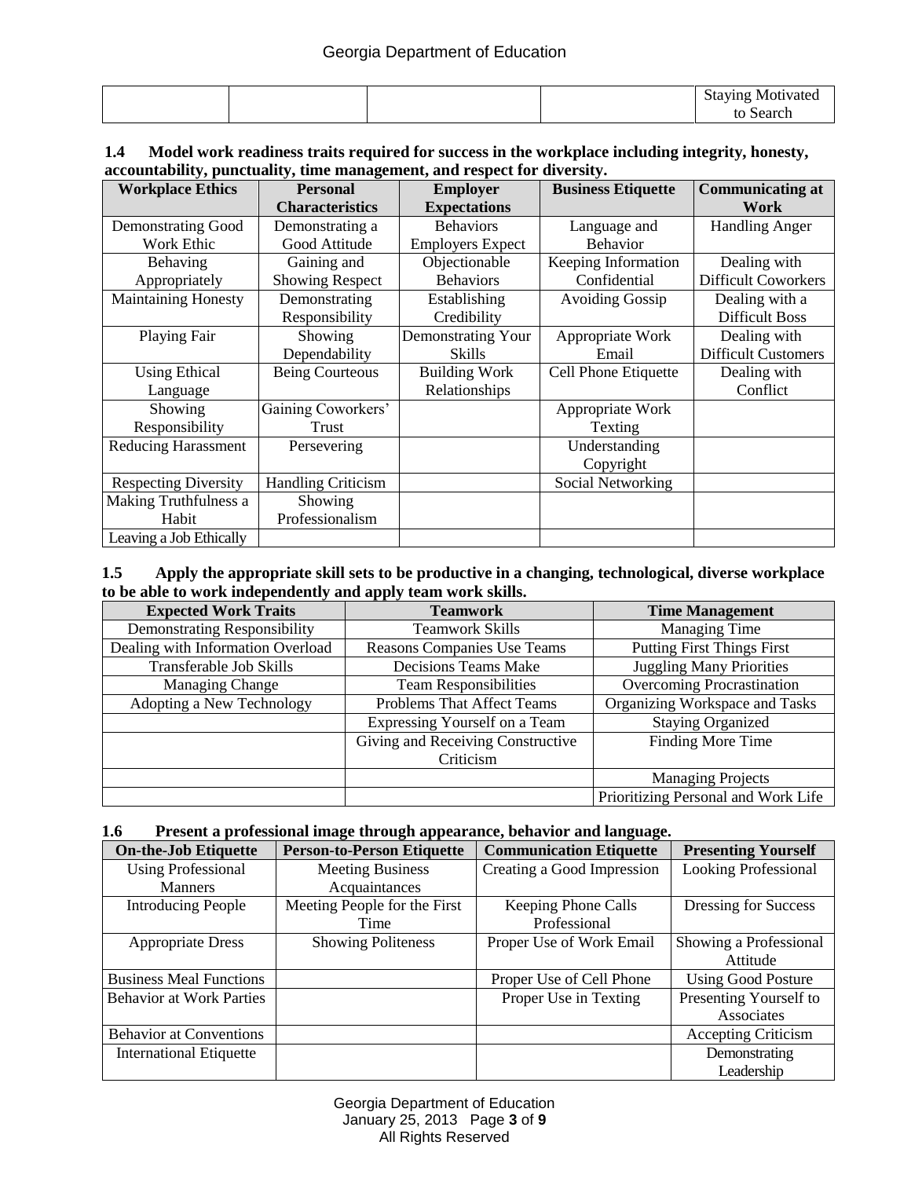| | | | | Staying Motivated to Search |
|---|---|---|---|---|

**1.4 Model work readiness traits required for success in the workplace including integrity, honesty, accountability, punctuality, time management, and respect for diversity.**

| Workplace Ethics | Personal Characteristics | Employer Expectations | Business Etiquette | Communicating at Work |
|---|---|---|---|---|
| Demonstrating Good Work Ethic | Demonstrating a Good Attitude | Behaviors Employers Expect | Language and Behavior | Handling Anger |
| Behaving Appropriately | Gaining and Showing Respect | Objectionable Behaviors | Keeping Information Confidential | Dealing with Difficult Coworkers |
| Maintaining Honesty | Demonstrating Responsibility | Establishing Credibility | Avoiding Gossip | Dealing with a Difficult Boss |
| Playing Fair | Showing Dependability | Demonstrating Your Skills | Appropriate Work Email | Dealing with Difficult Customers |
| Using Ethical Language | Being Courteous | Building Work Relationships | Cell Phone Etiquette | Dealing with Conflict |
| Showing Responsibility | Gaining Coworkers' Trust | | Appropriate Work Texting | |
| Reducing Harassment | Persevering | | Understanding Copyright | |
| Respecting Diversity | Handling Criticism | | Social Networking | |
| Making Truthfulness a Habit | Showing Professionalism | | | |
| Leaving a Job Ethically | | | | |

**1.5 Apply the appropriate skill sets to be productive in a changing, technological, diverse workplace to be able to work independently and apply team work skills.**

| Expected Work Traits | Teamwork | Time Management |
|---|---|---|
| Demonstrating Responsibility | Teamwork Skills | Managing Time |
| Dealing with Information Overload | Reasons Companies Use Teams | Putting First Things First |
| Transferable Job Skills | Decisions Teams Make | Juggling Many Priorities |
| Managing Change | Team Responsibilities | Overcoming Procrastination |
| Adopting a New Technology | Problems That Affect Teams | Organizing Workspace and Tasks |
| | Expressing Yourself on a Team | Staying Organized |
| | Giving and Receiving Constructive Criticism | Finding More Time |
| | | Managing Projects |
| | | Prioritizing Personal and Work Life |

**1.6 Present a professional image through appearance, behavior and language.**

| On-the-Job Etiquette | Person-to-Person Etiquette | Communication Etiquette | Presenting Yourself |
|---|---|---|---|
| Using Professional Manners | Meeting Business Acquaintances | Creating a Good Impression | Looking Professional |
| Introducing People | Meeting People for the First Time | Keeping Phone Calls Professional | Dressing for Success |
| Appropriate Dress | Showing Politeness | Proper Use of Work Email | Showing a Professional Attitude |
| Business Meal Functions | | Proper Use of Cell Phone | Using Good Posture |
| Behavior at Work Parties | | Proper Use in Texting | Presenting Yourself to Associates |
| Behavior at Conventions | | | Accepting Criticism |
| International Etiquette | | | Demonstrating Leadership |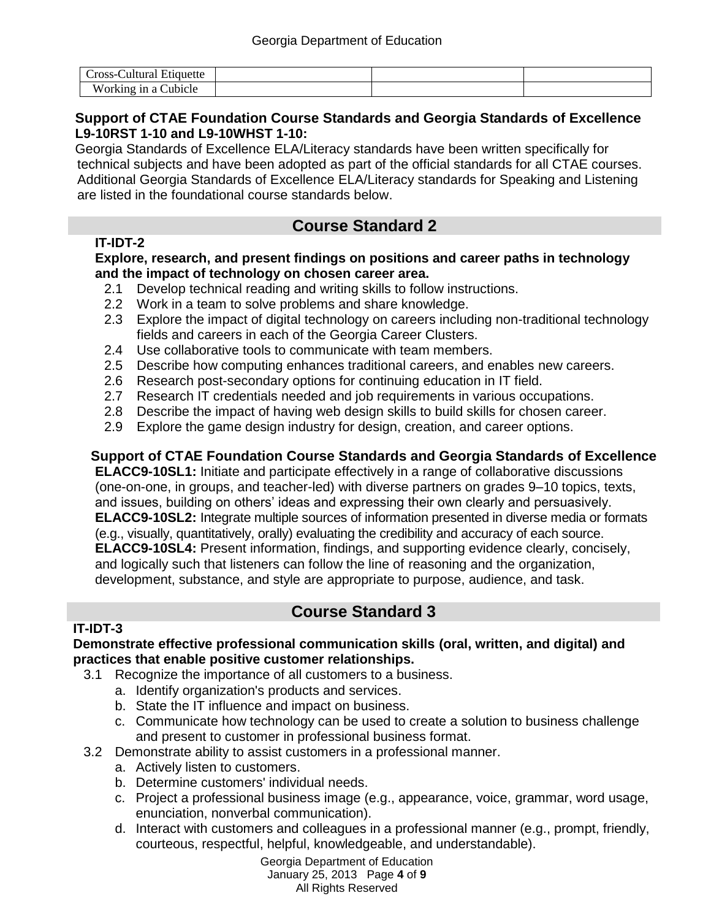| Cross-Cultural Etiquette | | | |
|---|---|---|---|
| Working in a Cubicle | | | |

**Support of CTAE Foundation Course Standards and Georgia Standards of Excellence L9-10RST 1-10 and L9-10WHST 1-10:**

Georgia Standards of Excellence ELA/Literacy standards have been written specifically for technical subjects and have been adopted as part of the official standards for all CTAE courses. Additional Georgia Standards of Excellence ELA/Literacy standards for Speaking and Listening are listed in the foundational course standards below.

## Course Standard 2

**IT-IDT-2**

**Explore, research, and present findings on positions and career paths in technology and the impact of technology on chosen career area.**

2.1 Develop technical reading and writing skills to follow instructions.
2.2 Work in a team to solve problems and share knowledge.
2.3 Explore the impact of digital technology on careers including non-traditional technology fields and careers in each of the Georgia Career Clusters.
2.4 Use collaborative tools to communicate with team members.
2.5 Describe how computing enhances traditional careers, and enables new careers.
2.6 Research post-secondary options for continuing education in IT field.
2.7 Research IT credentials needed and job requirements in various occupations.
2.8 Describe the impact of having web design skills to build skills for chosen career.
2.9 Explore the game design industry for design, creation, and career options.

**Support of CTAE Foundation Course Standards and Georgia Standards of Excellence**

**ELACC9-10SL1:** Initiate and participate effectively in a range of collaborative discussions (one-on-one, in groups, and teacher-led) with diverse partners on grades 9–10 topics, texts, and issues, building on others' ideas and expressing their own clearly and persuasively.
**ELACC9-10SL2:** Integrate multiple sources of information presented in diverse media or formats (e.g., visually, quantitatively, orally) evaluating the credibility and accuracy of each source.
**ELACC9-10SL4:** Present information, findings, and supporting evidence clearly, concisely, and logically such that listeners can follow the line of reasoning and the organization, development, substance, and style are appropriate to purpose, audience, and task.

## Course Standard 3

**IT-IDT-3**

**Demonstrate effective professional communication skills (oral, written, and digital) and practices that enable positive customer relationships.**

3.1 Recognize the importance of all customers to a business.
   a. Identify organization's products and services.
   b. State the IT influence and impact on business.
   c. Communicate how technology can be used to create a solution to business challenge and present to customer in professional business format.
3.2 Demonstrate ability to assist customers in a professional manner.
   a. Actively listen to customers.
   b. Determine customers' individual needs.
   c. Project a professional business image (e.g., appearance, voice, grammar, word usage, enunciation, nonverbal communication).
   d. Interact with customers and colleagues in a professional manner (e.g., prompt, friendly, courteous, respectful, helpful, knowledgeable, and understandable).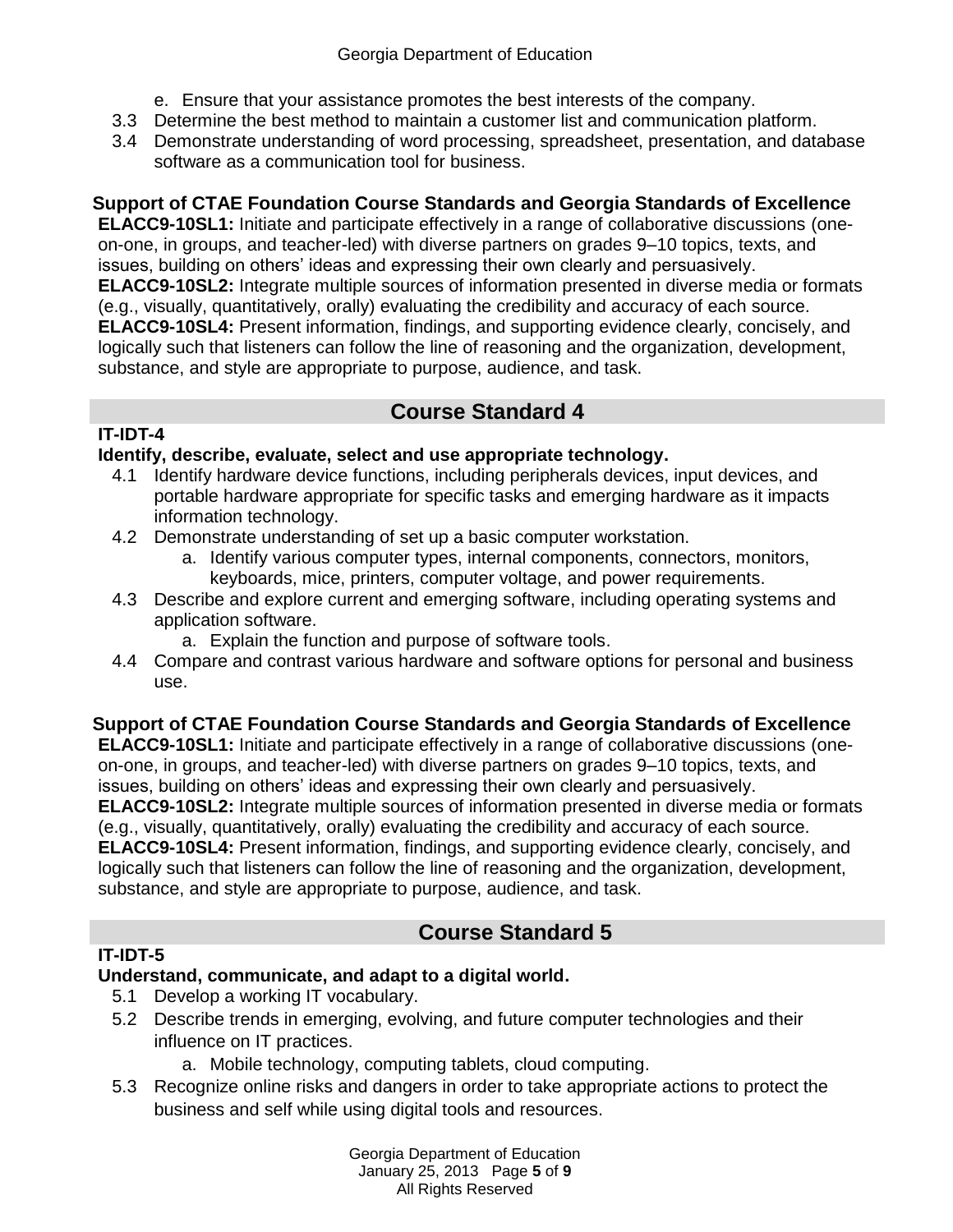e. Ensure that your assistance promotes the best interests of the company.

3.3 Determine the best method to maintain a customer list and communication platform.

3.4 Demonstrate understanding of word processing, spreadsheet, presentation, and database software as a communication tool for business.

**Support of CTAE Foundation Course Standards and Georgia Standards of Excellence**

**ELACC9-10SL1:** Initiate and participate effectively in a range of collaborative discussions (one-on-one, in groups, and teacher-led) with diverse partners on grades 9–10 topics, texts, and issues, building on others' ideas and expressing their own clearly and persuasively.

**ELACC9-10SL2:** Integrate multiple sources of information presented in diverse media or formats (e.g., visually, quantitatively, orally) evaluating the credibility and accuracy of each source.

**ELACC9-10SL4:** Present information, findings, and supporting evidence clearly, concisely, and logically such that listeners can follow the line of reasoning and the organization, development, substance, and style are appropriate to purpose, audience, and task.

## Course Standard 4

**IT-IDT-4**

**Identify, describe, evaluate, select and use appropriate technology.**

4.1 Identify hardware device functions, including peripherals devices, input devices, and portable hardware appropriate for specific tasks and emerging hardware as it impacts information technology.

4.2 Demonstrate understanding of set up a basic computer workstation.
   a. Identify various computer types, internal components, connectors, monitors, keyboards, mice, printers, computer voltage, and power requirements.

4.3 Describe and explore current and emerging software, including operating systems and application software.
   a. Explain the function and purpose of software tools.

4.4 Compare and contrast various hardware and software options for personal and business use.

**Support of CTAE Foundation Course Standards and Georgia Standards of Excellence**

**ELACC9-10SL1:** Initiate and participate effectively in a range of collaborative discussions (one-on-one, in groups, and teacher-led) with diverse partners on grades 9–10 topics, texts, and issues, building on others' ideas and expressing their own clearly and persuasively.

**ELACC9-10SL2:** Integrate multiple sources of information presented in diverse media or formats (e.g., visually, quantitatively, orally) evaluating the credibility and accuracy of each source.

**ELACC9-10SL4:** Present information, findings, and supporting evidence clearly, concisely, and logically such that listeners can follow the line of reasoning and the organization, development, substance, and style are appropriate to purpose, audience, and task.

## Course Standard 5

**IT-IDT-5**

**Understand, communicate, and adapt to a digital world.**

5.1 Develop a working IT vocabulary.

5.2 Describe trends in emerging, evolving, and future computer technologies and their influence on IT practices.
   a. Mobile technology, computing tablets, cloud computing.

5.3 Recognize online risks and dangers in order to take appropriate actions to protect the business and self while using digital tools and resources.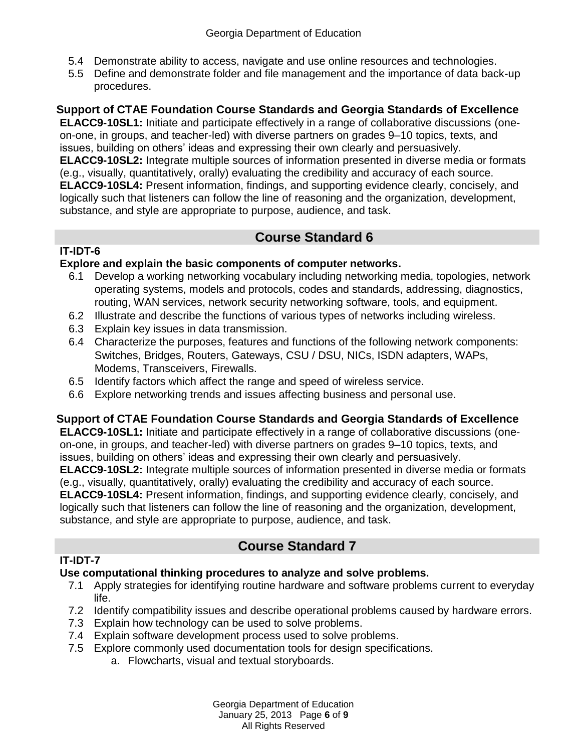5.4 Demonstrate ability to access, navigate and use online resources and technologies.
5.5 Define and demonstrate folder and file management and the importance of data back-up procedures.

**Support of CTAE Foundation Course Standards and Georgia Standards of Excellence**

**ELACC9-10SL1:** Initiate and participate effectively in a range of collaborative discussions (one-on-one, in groups, and teacher-led) with diverse partners on grades 9–10 topics, texts, and issues, building on others' ideas and expressing their own clearly and persuasively.
**ELACC9-10SL2:** Integrate multiple sources of information presented in diverse media or formats (e.g., visually, quantitatively, orally) evaluating the credibility and accuracy of each source.
**ELACC9-10SL4:** Present information, findings, and supporting evidence clearly, concisely, and logically such that listeners can follow the line of reasoning and the organization, development, substance, and style are appropriate to purpose, audience, and task.

## Course Standard 6

**IT-IDT-6**

**Explore and explain the basic components of computer networks.**

6.1 Develop a working networking vocabulary including networking media, topologies, network operating systems, models and protocols, codes and standards, addressing, diagnostics, routing, WAN services, network security networking software, tools, and equipment.
6.2 Illustrate and describe the functions of various types of networks including wireless.
6.3 Explain key issues in data transmission.
6.4 Characterize the purposes, features and functions of the following network components: Switches, Bridges, Routers, Gateways, CSU / DSU, NICs, ISDN adapters, WAPs, Modems, Transceivers, Firewalls.
6.5 Identify factors which affect the range and speed of wireless service.
6.6 Explore networking trends and issues affecting business and personal use.

**Support of CTAE Foundation Course Standards and Georgia Standards of Excellence**

**ELACC9-10SL1:** Initiate and participate effectively in a range of collaborative discussions (one-on-one, in groups, and teacher-led) with diverse partners on grades 9–10 topics, texts, and issues, building on others' ideas and expressing their own clearly and persuasively.
**ELACC9-10SL2:** Integrate multiple sources of information presented in diverse media or formats (e.g., visually, quantitatively, orally) evaluating the credibility and accuracy of each source.
**ELACC9-10SL4:** Present information, findings, and supporting evidence clearly, concisely, and logically such that listeners can follow the line of reasoning and the organization, development, substance, and style are appropriate to purpose, audience, and task.

## Course Standard 7

**IT-IDT-7**

**Use computational thinking procedures to analyze and solve problems.**

7.1 Apply strategies for identifying routine hardware and software problems current to everyday life.
7.2 Identify compatibility issues and describe operational problems caused by hardware errors.
7.3 Explain how technology can be used to solve problems.
7.4 Explain software development process used to solve problems.
7.5 Explore commonly used documentation tools for design specifications.
   a. Flowcharts, visual and textual storyboards.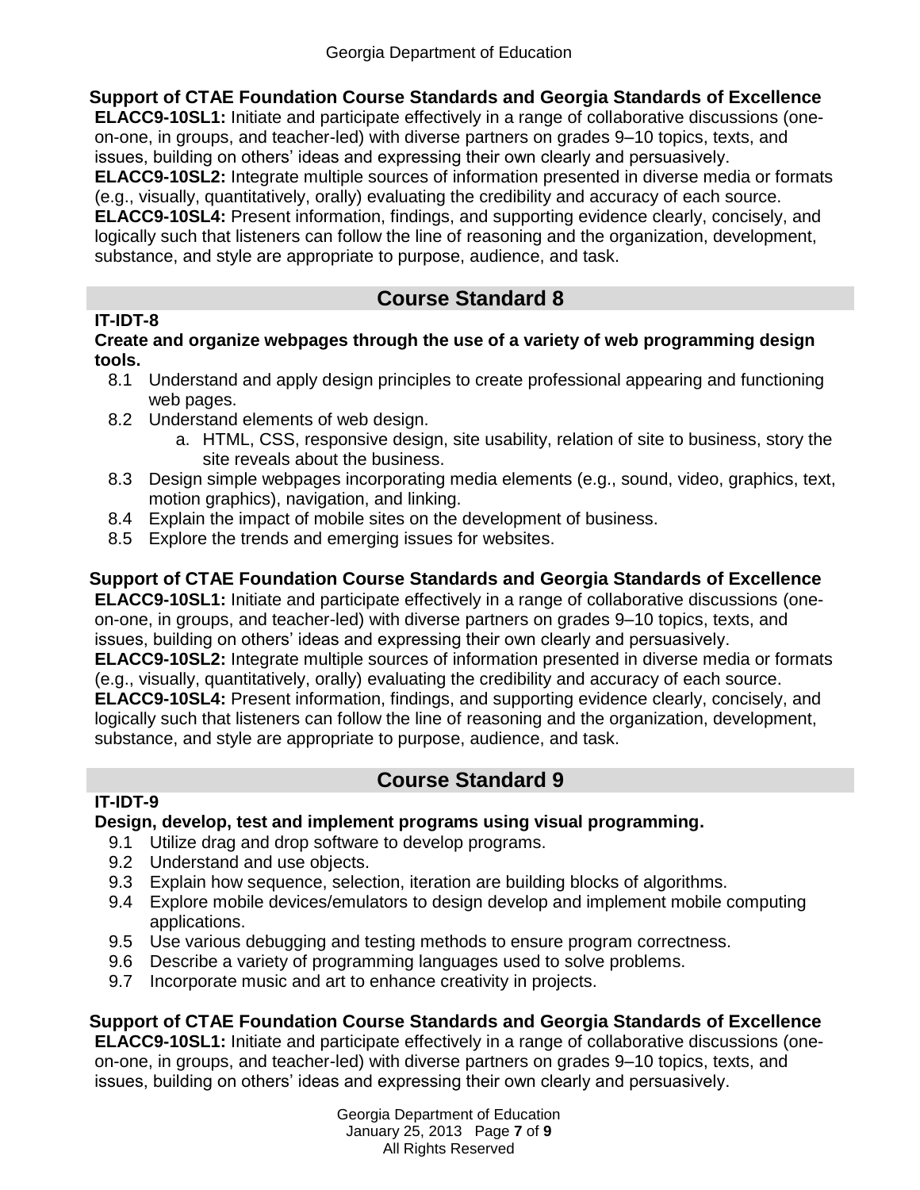### Support of CTAE Foundation Course Standards and Georgia Standards of Excellence

**ELACC9-10SL1:** Initiate and participate effectively in a range of collaborative discussions (one-on-one, in groups, and teacher-led) with diverse partners on grades 9–10 topics, texts, and issues, building on others' ideas and expressing their own clearly and persuasively.
**ELACC9-10SL2:** Integrate multiple sources of information presented in diverse media or formats (e.g., visually, quantitatively, orally) evaluating the credibility and accuracy of each source.
**ELACC9-10SL4:** Present information, findings, and supporting evidence clearly, concisely, and logically such that listeners can follow the line of reasoning and the organization, development, substance, and style are appropriate to purpose, audience, and task.

## Course Standard 8

**IT-IDT-8**

**Create and organize webpages through the use of a variety of web programming design tools.**

8.1 Understand and apply design principles to create professional appearing and functioning web pages.
8.2 Understand elements of web design.
  a. HTML, CSS, responsive design, site usability, relation of site to business, story the site reveals about the business.
8.3 Design simple webpages incorporating media elements (e.g., sound, video, graphics, text, motion graphics), navigation, and linking.
8.4 Explain the impact of mobile sites on the development of business.
8.5 Explore the trends and emerging issues for websites.

### Support of CTAE Foundation Course Standards and Georgia Standards of Excellence

**ELACC9-10SL1:** Initiate and participate effectively in a range of collaborative discussions (one-on-one, in groups, and teacher-led) with diverse partners on grades 9–10 topics, texts, and issues, building on others' ideas and expressing their own clearly and persuasively.
**ELACC9-10SL2:** Integrate multiple sources of information presented in diverse media or formats (e.g., visually, quantitatively, orally) evaluating the credibility and accuracy of each source.
**ELACC9-10SL4:** Present information, findings, and supporting evidence clearly, concisely, and logically such that listeners can follow the line of reasoning and the organization, development, substance, and style are appropriate to purpose, audience, and task.

## Course Standard 9

**IT-IDT-9**

**Design, develop, test and implement programs using visual programming.**

9.1 Utilize drag and drop software to develop programs.
9.2 Understand and use objects.
9.3 Explain how sequence, selection, iteration are building blocks of algorithms.
9.4 Explore mobile devices/emulators to design develop and implement mobile computing applications.
9.5 Use various debugging and testing methods to ensure program correctness.
9.6 Describe a variety of programming languages used to solve problems.
9.7 Incorporate music and art to enhance creativity in projects.

### Support of CTAE Foundation Course Standards and Georgia Standards of Excellence

**ELACC9-10SL1:** Initiate and participate effectively in a range of collaborative discussions (one-on-one, in groups, and teacher-led) with diverse partners on grades 9–10 topics, texts, and issues, building on others' ideas and expressing their own clearly and persuasively.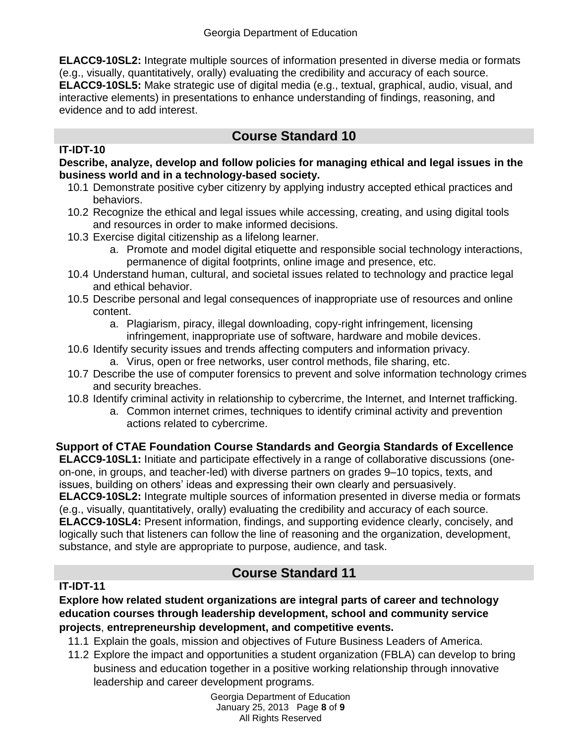**ELACC9-10SL2:** Integrate multiple sources of information presented in diverse media or formats (e.g., visually, quantitatively, orally) evaluating the credibility and accuracy of each source.
**ELACC9-10SL5:** Make strategic use of digital media (e.g., textual, graphical, audio, visual, and interactive elements) in presentations to enhance understanding of findings, reasoning, and evidence and to add interest.

## Course Standard 10

**IT-IDT-10**

**Describe, analyze, develop and follow policies for managing ethical and legal issues in the business world and in a technology-based society.**

10.1 Demonstrate positive cyber citizenry by applying industry accepted ethical practices and behaviors.

10.2 Recognize the ethical and legal issues while accessing, creating, and using digital tools and resources in order to make informed decisions.

10.3 Exercise digital citizenship as a lifelong learner.

- a. Promote and model digital etiquette and responsible social technology interactions, permanence of digital footprints, online image and presence, etc.

10.4 Understand human, cultural, and societal issues related to technology and practice legal and ethical behavior.

10.5 Describe personal and legal consequences of inappropriate use of resources and online content.

- a. Plagiarism, piracy, illegal downloading, copy-right infringement, licensing infringement, inappropriate use of software, hardware and mobile devices.

10.6 Identify security issues and trends affecting computers and information privacy.

- a. Virus, open or free networks, user control methods, file sharing, etc.

10.7 Describe the use of computer forensics to prevent and solve information technology crimes and security breaches.

10.8 Identify criminal activity in relationship to cybercrime, the Internet, and Internet trafficking.

- a. Common internet crimes, techniques to identify criminal activity and prevention actions related to cybercrime.

**Support of CTAE Foundation Course Standards and Georgia Standards of Excellence**

**ELACC9-10SL1:** Initiate and participate effectively in a range of collaborative discussions (one-on-one, in groups, and teacher-led) with diverse partners on grades 9–10 topics, texts, and issues, building on others' ideas and expressing their own clearly and persuasively.
**ELACC9-10SL2:** Integrate multiple sources of information presented in diverse media or formats (e.g., visually, quantitatively, orally) evaluating the credibility and accuracy of each source.
**ELACC9-10SL4:** Present information, findings, and supporting evidence clearly, concisely, and logically such that listeners can follow the line of reasoning and the organization, development, substance, and style are appropriate to purpose, audience, and task.

## Course Standard 11

**IT-IDT-11**

**Explore how related student organizations are integral parts of career and technology education courses through leadership development, school and community service projects, entrepreneurship development, and competitive events.**

11.1 Explain the goals, mission and objectives of Future Business Leaders of America.

11.2 Explore the impact and opportunities a student organization (FBLA) can develop to bring business and education together in a positive working relationship through innovative leadership and career development programs.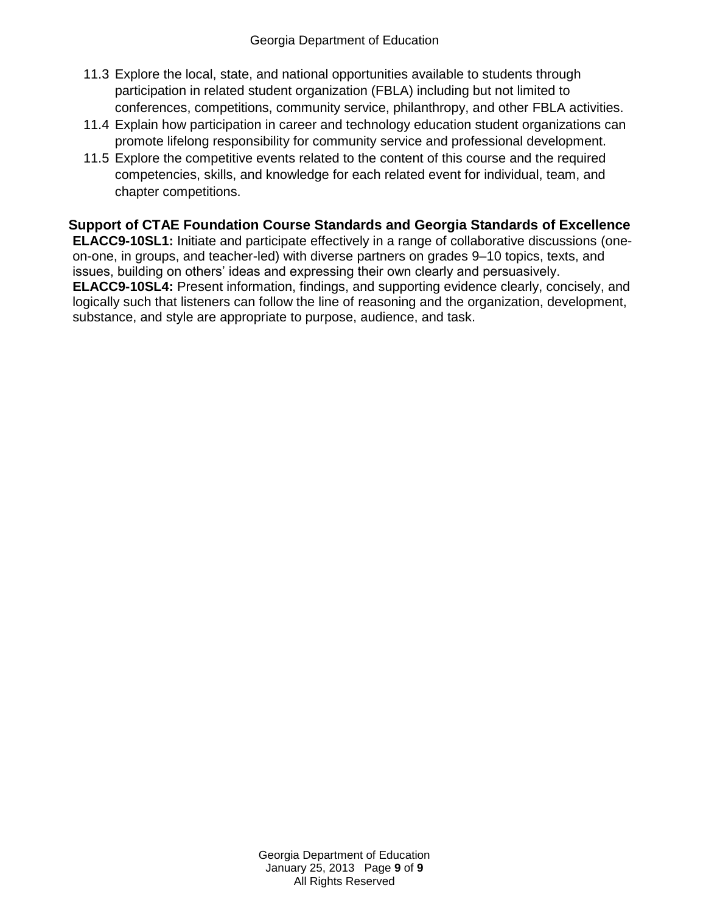11.3 Explore the local, state, and national opportunities available to students through participation in related student organization (FBLA) including but not limited to conferences, competitions, community service, philanthropy, and other FBLA activities.

11.4 Explain how participation in career and technology education student organizations can promote lifelong responsibility for community service and professional development.

11.5 Explore the competitive events related to the content of this course and the required competencies, skills, and knowledge for each related event for individual, team, and chapter competitions.

**Support of CTAE Foundation Course Standards and Georgia Standards of Excellence**

**ELACC9-10SL1:** Initiate and participate effectively in a range of collaborative discussions (one-on-one, in groups, and teacher-led) with diverse partners on grades 9–10 topics, texts, and issues, building on others' ideas and expressing their own clearly and persuasively.

**ELACC9-10SL4:** Present information, findings, and supporting evidence clearly, concisely, and logically such that listeners can follow the line of reasoning and the organization, development, substance, and style are appropriate to purpose, audience, and task.